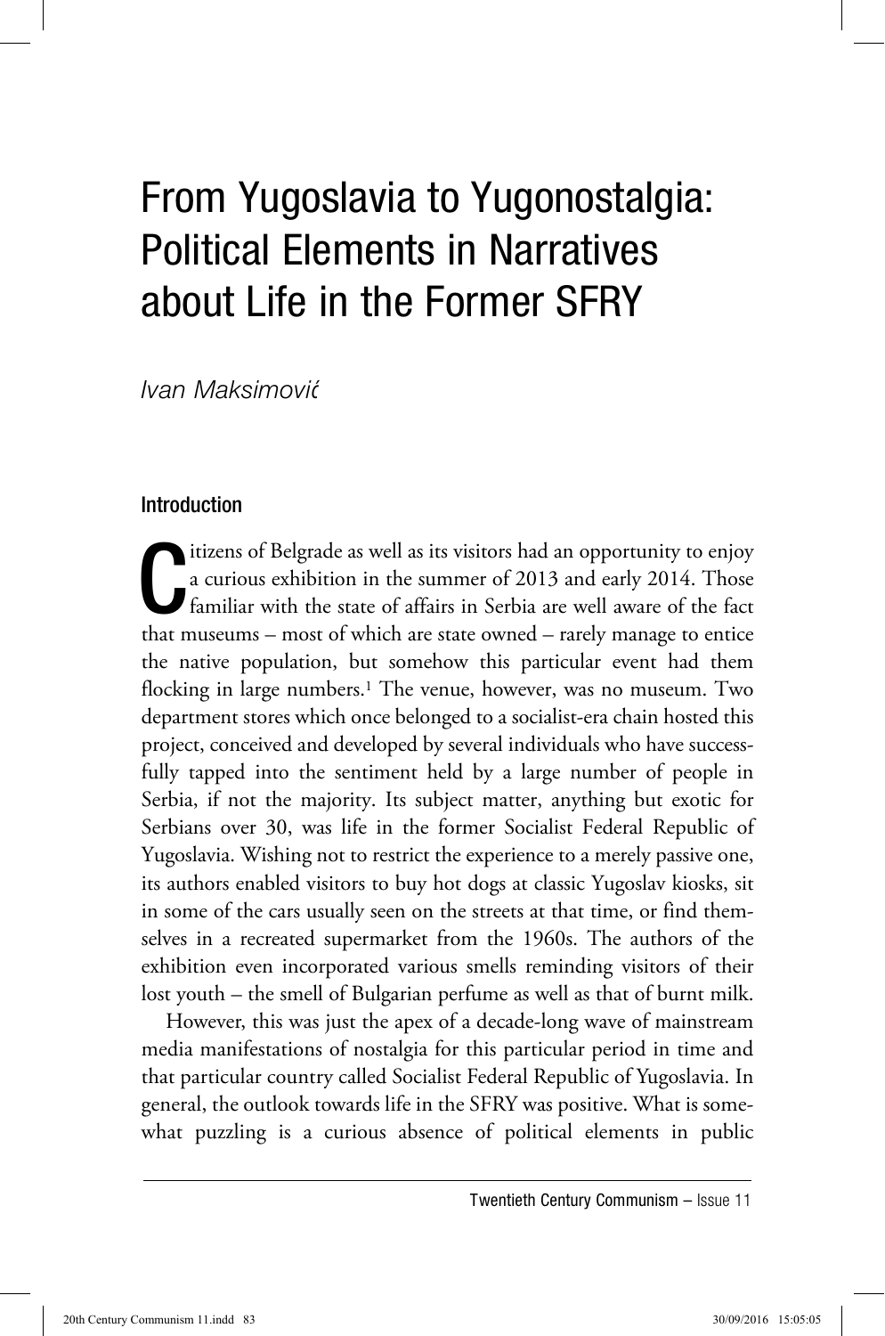# From Yugoslavia to Yugonostalgia: Political Elements in Narratives about Life in the Former SFRY

*Ivan Maksimović*

## Introduction

Citizens of Belgrade as well as its visitors had an opportunity to enjoy a curious exhibition in the summer of 2013 and early 2014. Those familiar with the state of affairs in Serbia are well aware of the fact that museums – most of which are state owned – rarely manage to entice the native population, but somehow this particular event had them flocking in large numbers.[1] The venue, however, was no museum. Two department stores which once belonged to a socialist-era chain hosted this project, conceived and developed by several individuals who have successfully tapped into the sentiment held by a large number of people in Serbia, if not the majority. Its subject matter, anything but exotic for Serbians over 30, was life in the former Socialist Federal Republic of Yugoslavia. Wishing not to restrict the experience to a merely passive one, its authors enabled visitors to buy hot dogs at classic Yugoslav kiosks, sit in some of the cars usually seen on the streets at that time, or find themselves in a recreated supermarket from the 1960s. The authors of the exhibition even incorporated various smells reminding visitors of their lost youth – the smell of Bulgarian perfume as well as that of burnt milk.

However, this was just the apex of a decade-long wave of mainstream media manifestations of nostalgia for this particular period in time and that particular country called Socialist Federal Republic of Yugoslavia. In general, the outlook towards life in the SFRY was positive. What is somewhat puzzling is a curious absence of political elements in public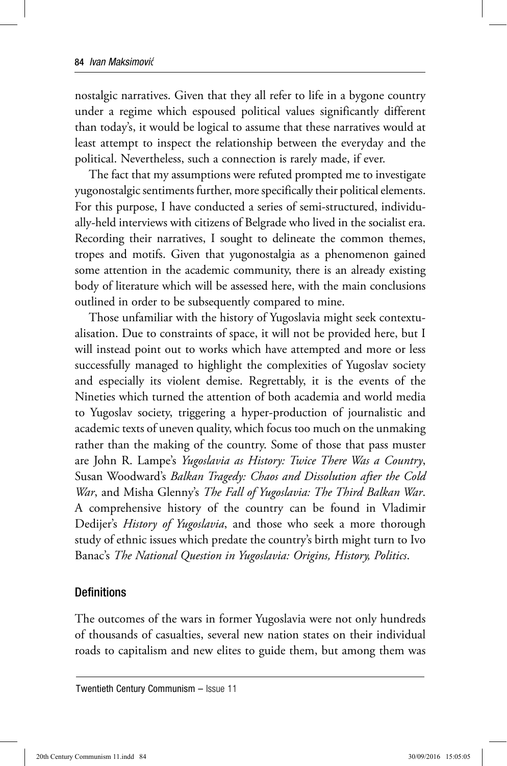nostalgic narratives. Given that they all refer to life in a bygone country under a regime which espoused political values significantly different than today's, it would be logical to assume that these narratives would at least attempt to inspect the relationship between the everyday and the political. Nevertheless, such a connection is rarely made, if ever.

The fact that my assumptions were refuted prompted me to investigate yugonostalgic sentiments further, more specifically their political elements. For this purpose, I have conducted a series of semi-structured, individually-held interviews with citizens of Belgrade who lived in the socialist era. Recording their narratives, I sought to delineate the common themes, tropes and motifs. Given that yugonostalgia as a phenomenon gained some attention in the academic community, there is an already existing body of literature which will be assessed here, with the main conclusions outlined in order to be subsequently compared to mine.

Those unfamiliar with the history of Yugoslavia might seek contextualisation. Due to constraints of space, it will not be provided here, but I will instead point out to works which have attempted and more or less successfully managed to highlight the complexities of Yugoslav society and especially its violent demise. Regrettably, it is the events of the Nineties which turned the attention of both academia and world media to Yugoslav society, triggering a hyper-production of journalistic and academic texts of uneven quality, which focus too much on the unmaking rather than the making of the country. Some of those that pass muster are John R. Lampe's *Yugoslavia as History: Twice There Was a Country*, Susan Woodward's *Balkan Tragedy: Chaos and Dissolution after the Cold War*, and Misha Glenny's *The Fall of Yugoslavia: The Third Balkan War*. A comprehensive history of the country can be found in Vladimir Dedijer's *History of Yugoslavia*, and those who seek a more thorough study of ethnic issues which predate the country's birth might turn to Ivo Banac's *The National Question in Yugoslavia: Origins, History, Politics*.

## Definitions

The outcomes of the wars in former Yugoslavia were not only hundreds of thousands of casualties, several new nation states on their individual roads to capitalism and new elites to guide them, but among them was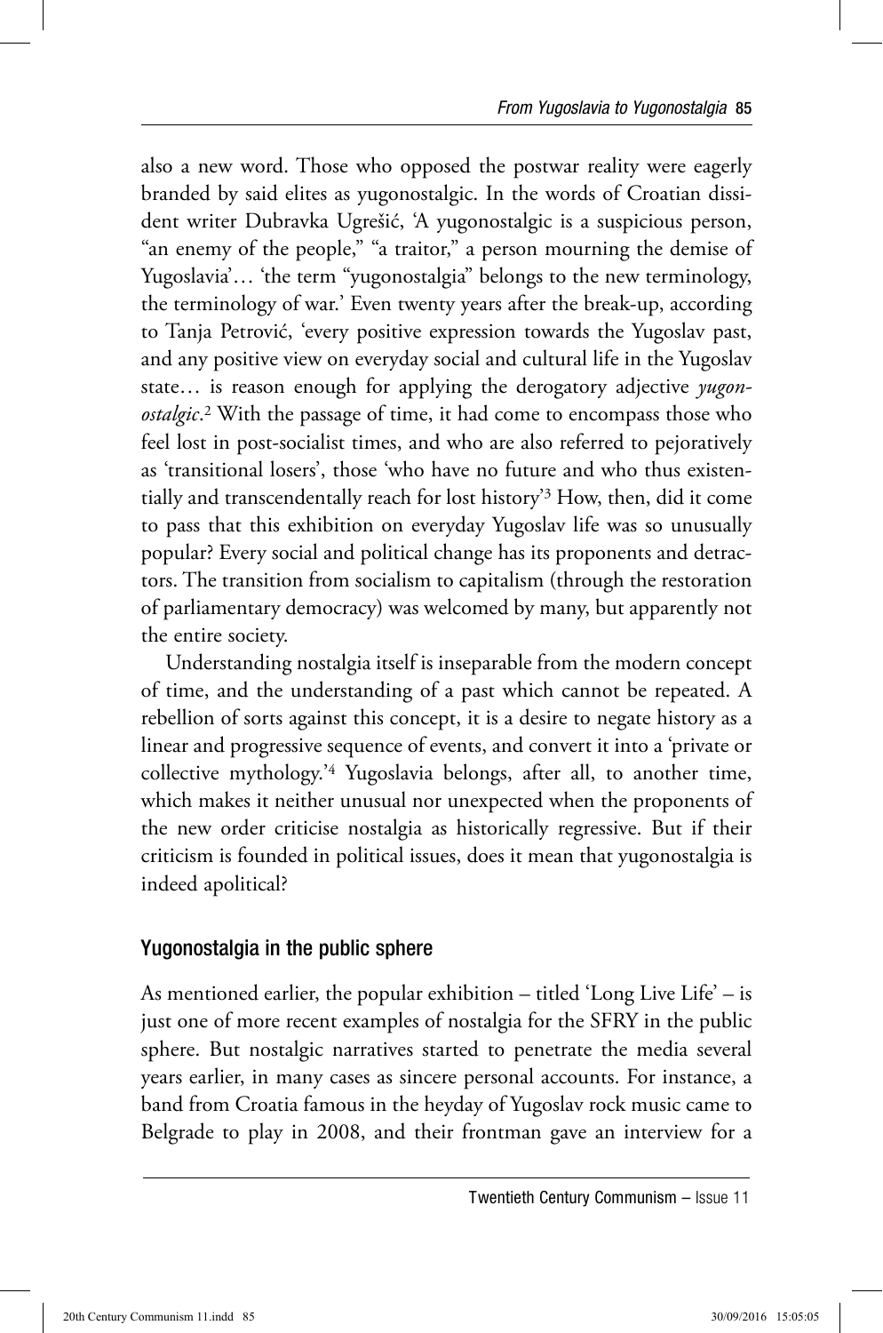also a new word. Those who opposed the postwar reality were eagerly branded by said elites as yugonostalgic. In the words of Croatian dissident writer Dubravka Ugrešić, 'A yugonostalgic is a suspicious person, "an enemy of the people," "a traitor," a person mourning the demise of Yugoslavia'… 'the term "yugonostalgia" belongs to the new terminology, the terminology of war.' Even twenty years after the break-up, according to Tanja Petrović, 'every positive expression towards the Yugoslav past, and any positive view on everyday social and cultural life in the Yugoslav state… is reason enough for applying the derogatory adjective *yugonostalgic*.[2] With the passage of time, it had come to encompass those who feel lost in post-socialist times, and who are also referred to pejoratively as 'transitional losers', those 'who have no future and who thus existentially and transcendentally reach for lost history'[3] How, then, did it come to pass that this exhibition on everyday Yugoslav life was so unusually popular? Every social and political change has its proponents and detractors. The transition from socialism to capitalism (through the restoration of parliamentary democracy) was welcomed by many, but apparently not the entire society.

Understanding nostalgia itself is inseparable from the modern concept of time, and the understanding of a past which cannot be repeated. A rebellion of sorts against this concept, it is a desire to negate history as a linear and progressive sequence of events, and convert it into a 'private or collective mythology.'[4] Yugoslavia belongs, after all, to another time, which makes it neither unusual nor unexpected when the proponents of the new order criticise nostalgia as historically regressive. But if their criticism is founded in political issues, does it mean that yugonostalgia is indeed apolitical?

## Yugonostalgia in the public sphere

As mentioned earlier, the popular exhibition – titled 'Long Live Life' – is just one of more recent examples of nostalgia for the SFRY in the public sphere. But nostalgic narratives started to penetrate the media several years earlier, in many cases as sincere personal accounts. For instance, a band from Croatia famous in the heyday of Yugoslav rock music came to Belgrade to play in 2008, and their frontman gave an interview for a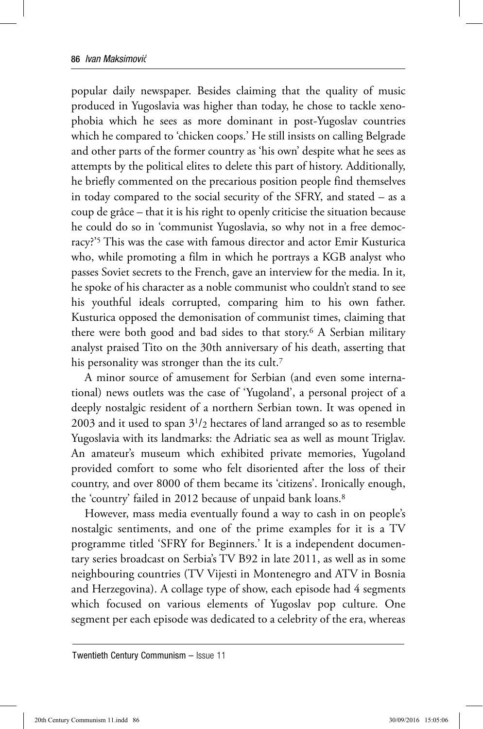popular daily newspaper. Besides claiming that the quality of music produced in Yugoslavia was higher than today, he chose to tackle xenophobia which he sees as more dominant in post-Yugoslav countries which he compared to 'chicken coops.' He still insists on calling Belgrade and other parts of the former country as 'his own' despite what he sees as attempts by the political elites to delete this part of history. Additionally, he briefly commented on the precarious position people find themselves in today compared to the social security of the SFRY, and stated – as a coup de grâce – that it is his right to openly criticise the situation because he could do so in 'communist Yugoslavia, so why not in a free democracy?'[5] This was the case with famous director and actor Emir Kusturica who, while promoting a film in which he portrays a KGB analyst who passes Soviet secrets to the French, gave an interview for the media. In it, he spoke of his character as a noble communist who couldn't stand to see his youthful ideals corrupted, comparing him to his own father. Kusturica opposed the demonisation of communist times, claiming that there were both good and bad sides to that story.[6] A Serbian military analyst praised Tito on the 30th anniversary of his death, asserting that his personality was stronger than the its cult.[7]

A minor source of amusement for Serbian (and even some international) news outlets was the case of 'Yugoland', a personal project of a deeply nostalgic resident of a northern Serbian town. It was opened in 2003 and it used to span $3^1/_2$ hectares of land arranged so as to resemble Yugoslavia with its landmarks: the Adriatic sea as well as mount Triglav. An amateur's museum which exhibited private memories, Yugoland provided comfort to some who felt disoriented after the loss of their country, and over 8000 of them became its 'citizens'. Ironically enough, the 'country' failed in 2012 because of unpaid bank loans.[8]

However, mass media eventually found a way to cash in on people's nostalgic sentiments, and one of the prime examples for it is a TV programme titled 'SFRY for Beginners.' It is a independent documentary series broadcast on Serbia's TV B92 in late 2011, as well as in some neighbouring countries (TV Vijesti in Montenegro and ATV in Bosnia and Herzegovina). A collage type of show, each episode had 4 segments which focused on various elements of Yugoslav pop culture. One segment per each episode was dedicated to a celebrity of the era, whereas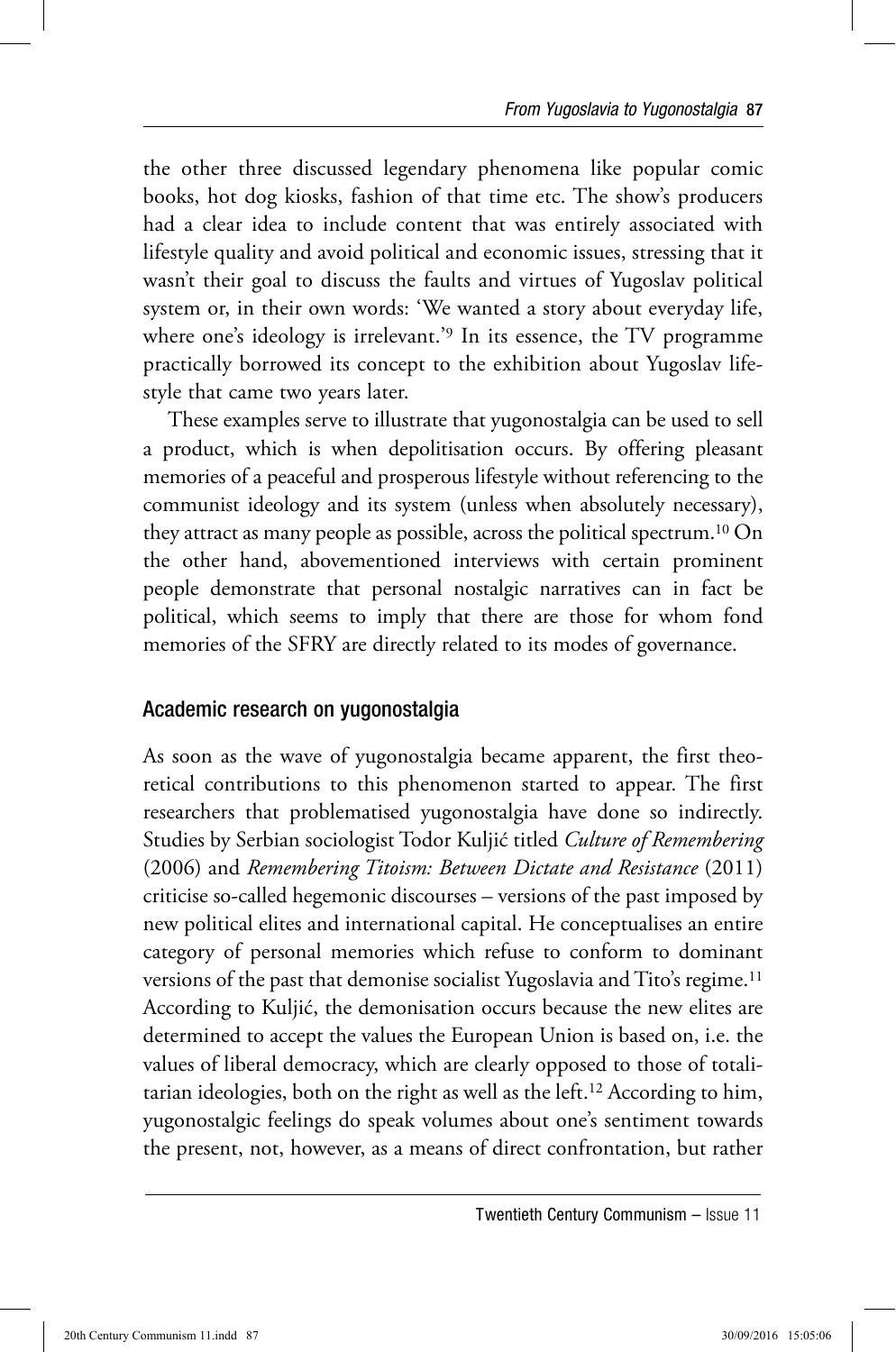the other three discussed legendary phenomena like popular comic books, hot dog kiosks, fashion of that time etc. The show's producers had a clear idea to include content that was entirely associated with lifestyle quality and avoid political and economic issues, stressing that it wasn't their goal to discuss the faults and virtues of Yugoslav political system or, in their own words: 'We wanted a story about everyday life, where one's ideology is irrelevant.'[9] In its essence, the TV programme practically borrowed its concept to the exhibition about Yugoslav lifestyle that came two years later.

These examples serve to illustrate that yugonostalgia can be used to sell a product, which is when depolitisation occurs. By offering pleasant memories of a peaceful and prosperous lifestyle without referencing to the communist ideology and its system (unless when absolutely necessary), they attract as many people as possible, across the political spectrum.[10] On the other hand, abovementioned interviews with certain prominent people demonstrate that personal nostalgic narratives can in fact be political, which seems to imply that there are those for whom fond memories of the SFRY are directly related to its modes of governance.

## Academic research on yugonostalgia

As soon as the wave of yugonostalgia became apparent, the first theoretical contributions to this phenomenon started to appear. The first researchers that problematised yugonostalgia have done so indirectly. Studies by Serbian sociologist Todor Kuljić titled *Culture of Remembering* (2006) and *Remembering Titoism: Between Dictate and Resistance* (2011) criticise so-called hegemonic discourses – versions of the past imposed by new political elites and international capital. He conceptualises an entire category of personal memories which refuse to conform to dominant versions of the past that demonise socialist Yugoslavia and Tito's regime.[11] According to Kuljić, the demonisation occurs because the new elites are determined to accept the values the European Union is based on, i.e. the values of liberal democracy, which are clearly opposed to those of totalitarian ideologies, both on the right as well as the left.[12] According to him, yugonostalgic feelings do speak volumes about one's sentiment towards the present, not, however, as a means of direct confrontation, but rather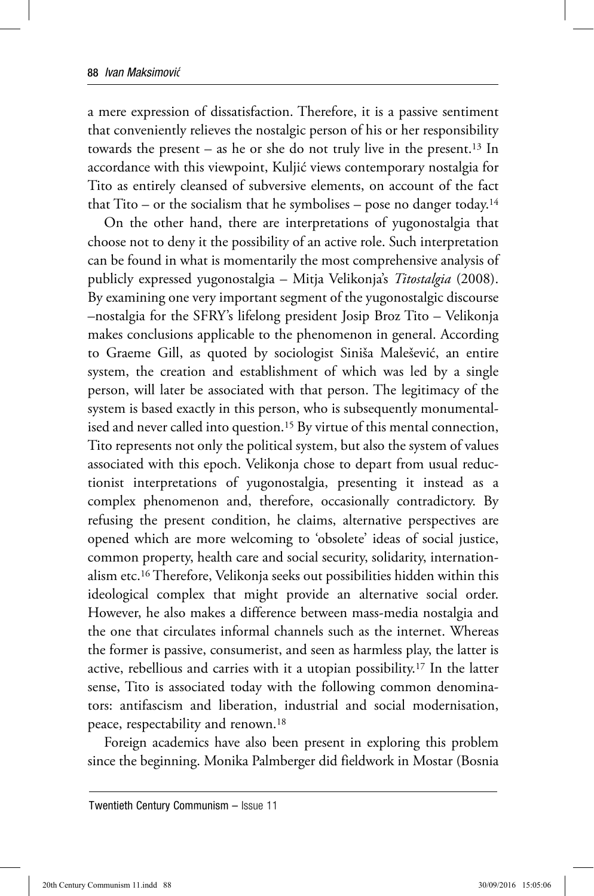a mere expression of dissatisfaction. Therefore, it is a passive sentiment that conveniently relieves the nostalgic person of his or her responsibility towards the present – as he or she do not truly live in the present.[13] In accordance with this viewpoint, Kuljić views contemporary nostalgia for Tito as entirely cleansed of subversive elements, on account of the fact that Tito – or the socialism that he symbolises – pose no danger today.[14]

On the other hand, there are interpretations of yugonostalgia that choose not to deny it the possibility of an active role. Such interpretation can be found in what is momentarily the most comprehensive analysis of publicly expressed yugonostalgia – Mitja Velikonja's *Titostalgia* (2008). By examining one very important segment of the yugonostalgic discourse –nostalgia for the SFRY's lifelong president Josip Broz Tito – Velikonja makes conclusions applicable to the phenomenon in general. According to Graeme Gill, as quoted by sociologist Siniša Malešević, an entire system, the creation and establishment of which was led by a single person, will later be associated with that person. The legitimacy of the system is based exactly in this person, who is subsequently monumentalised and never called into question.[15] By virtue of this mental connection, Tito represents not only the political system, but also the system of values associated with this epoch. Velikonja chose to depart from usual reductionist interpretations of yugonostalgia, presenting it instead as a complex phenomenon and, therefore, occasionally contradictory. By refusing the present condition, he claims, alternative perspectives are opened which are more welcoming to 'obsolete' ideas of social justice, common property, health care and social security, solidarity, internationalism etc.[16] Therefore, Velikonja seeks out possibilities hidden within this ideological complex that might provide an alternative social order. However, he also makes a difference between mass-media nostalgia and the one that circulates informal channels such as the internet. Whereas the former is passive, consumerist, and seen as harmless play, the latter is active, rebellious and carries with it a utopian possibility.[17] In the latter sense, Tito is associated today with the following common denominators: antifascism and liberation, industrial and social modernisation, peace, respectability and renown.[18]

Foreign academics have also been present in exploring this problem since the beginning. Monika Palmberger did fieldwork in Mostar (Bosnia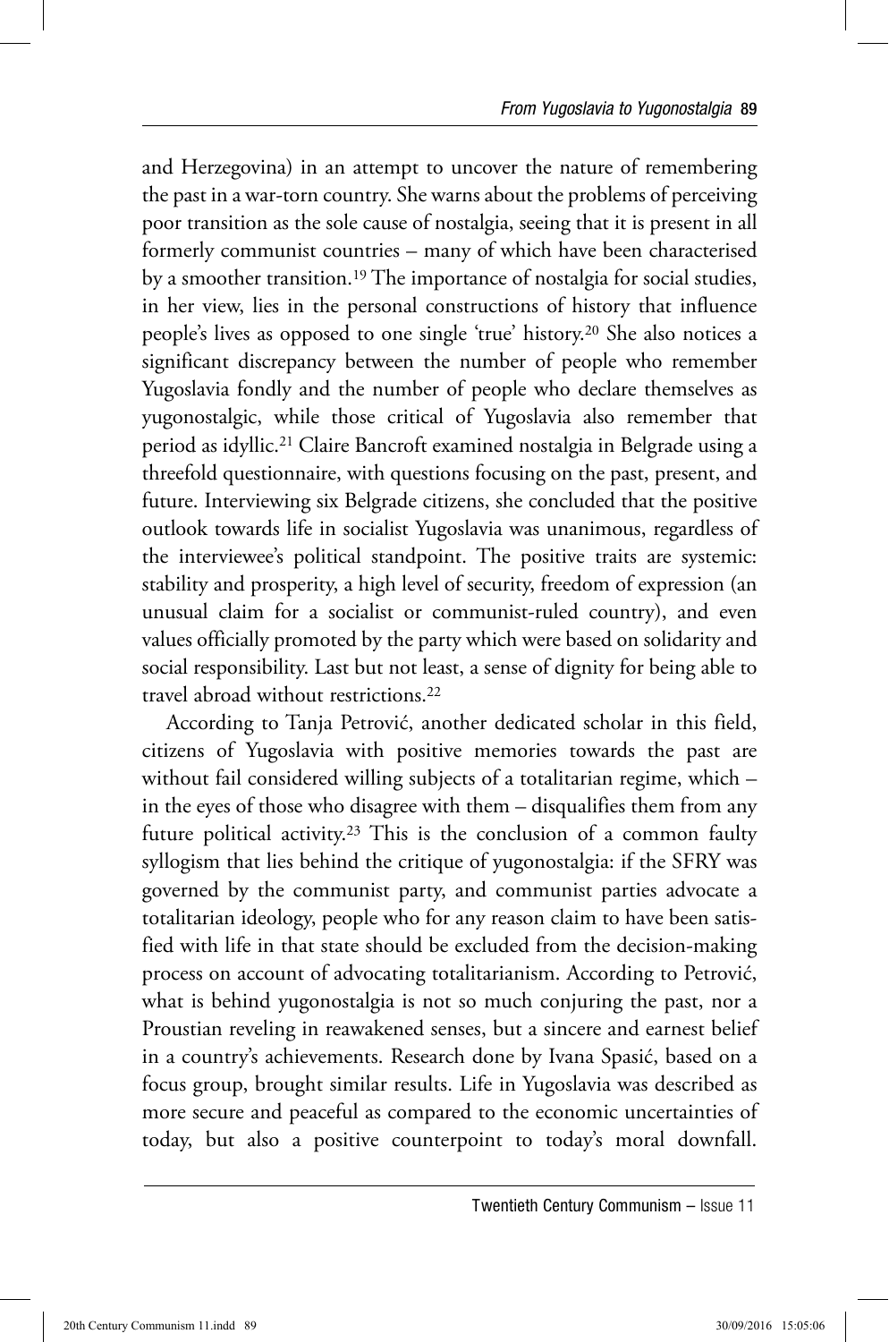and Herzegovina) in an attempt to uncover the nature of remembering the past in a war-torn country. She warns about the problems of perceiving poor transition as the sole cause of nostalgia, seeing that it is present in all formerly communist countries – many of which have been characterised by a smoother transition.[19] The importance of nostalgia for social studies, in her view, lies in the personal constructions of history that influence people's lives as opposed to one single 'true' history.[20] She also notices a significant discrepancy between the number of people who remember Yugoslavia fondly and the number of people who declare themselves as yugonostalgic, while those critical of Yugoslavia also remember that period as idyllic.[21] Claire Bancroft examined nostalgia in Belgrade using a threefold questionnaire, with questions focusing on the past, present, and future. Interviewing six Belgrade citizens, she concluded that the positive outlook towards life in socialist Yugoslavia was unanimous, regardless of the interviewee's political standpoint. The positive traits are systemic: stability and prosperity, a high level of security, freedom of expression (an unusual claim for a socialist or communist-ruled country), and even values officially promoted by the party which were based on solidarity and social responsibility. Last but not least, a sense of dignity for being able to travel abroad without restrictions.[22]

According to Tanja Petrović, another dedicated scholar in this field, citizens of Yugoslavia with positive memories towards the past are without fail considered willing subjects of a totalitarian regime, which – in the eyes of those who disagree with them – disqualifies them from any future political activity.[23] This is the conclusion of a common faulty syllogism that lies behind the critique of yugonostalgia: if the SFRY was governed by the communist party, and communist parties advocate a totalitarian ideology, people who for any reason claim to have been satisfied with life in that state should be excluded from the decision-making process on account of advocating totalitarianism. According to Petrović, what is behind yugonostalgia is not so much conjuring the past, nor a Proustian reveling in reawakened senses, but a sincere and earnest belief in a country's achievements. Research done by Ivana Spasić, based on a focus group, brought similar results. Life in Yugoslavia was described as more secure and peaceful as compared to the economic uncertainties of today, but also a positive counterpoint to today's moral downfall.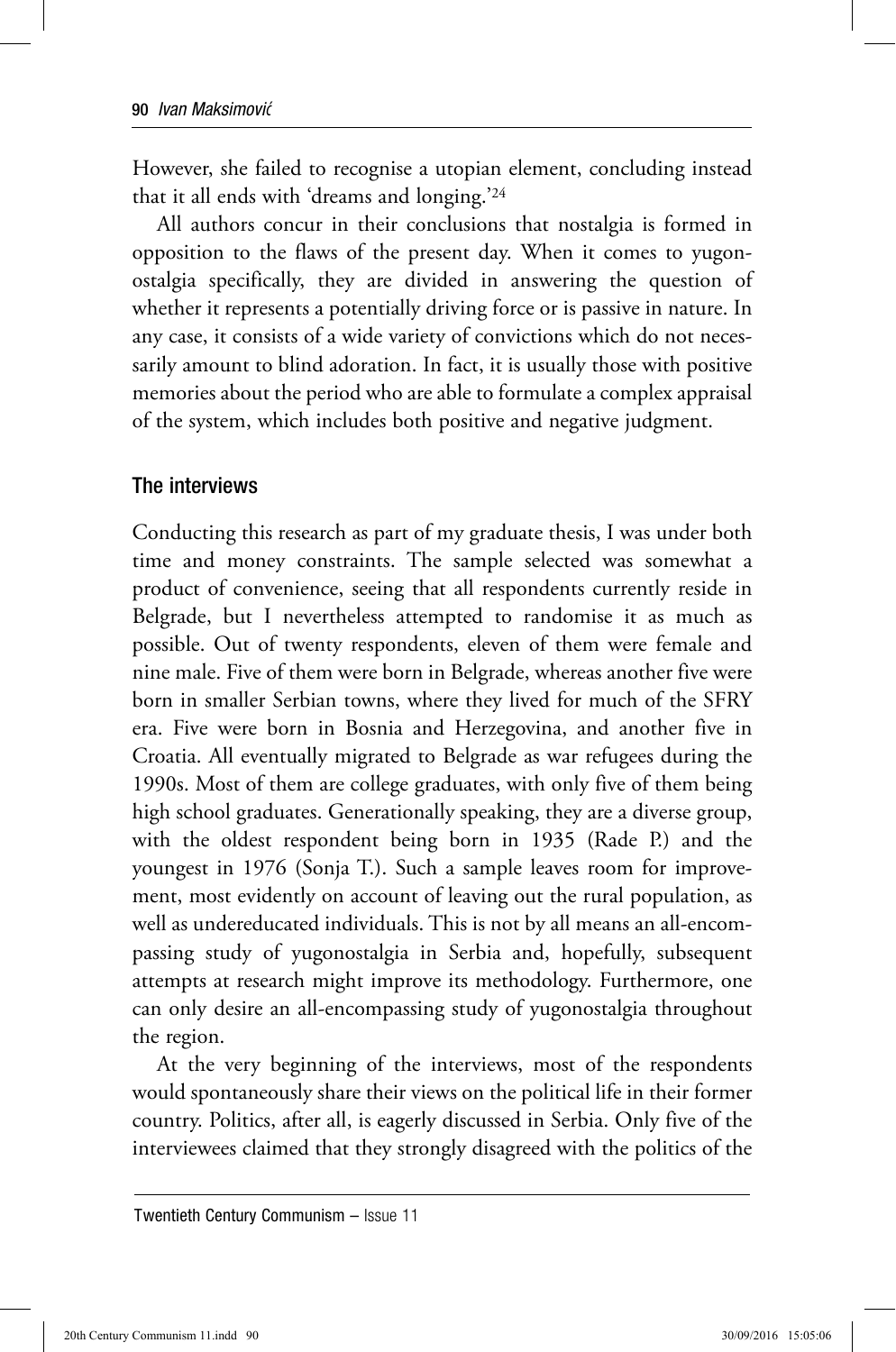However, she failed to recognise a utopian element, concluding instead that it all ends with 'dreams and longing.'[24]

All authors concur in their conclusions that nostalgia is formed in opposition to the flaws of the present day. When it comes to yugonostalgia specifically, they are divided in answering the question of whether it represents a potentially driving force or is passive in nature. In any case, it consists of a wide variety of convictions which do not necessarily amount to blind adoration. In fact, it is usually those with positive memories about the period who are able to formulate a complex appraisal of the system, which includes both positive and negative judgment.

## The interviews

Conducting this research as part of my graduate thesis, I was under both time and money constraints. The sample selected was somewhat a product of convenience, seeing that all respondents currently reside in Belgrade, but I nevertheless attempted to randomise it as much as possible. Out of twenty respondents, eleven of them were female and nine male. Five of them were born in Belgrade, whereas another five were born in smaller Serbian towns, where they lived for much of the SFRY era. Five were born in Bosnia and Herzegovina, and another five in Croatia. All eventually migrated to Belgrade as war refugees during the 1990s. Most of them are college graduates, with only five of them being high school graduates. Generationally speaking, they are a diverse group, with the oldest respondent being born in 1935 (Rade P.) and the youngest in 1976 (Sonja T.). Such a sample leaves room for improvement, most evidently on account of leaving out the rural population, as well as undereducated individuals. This is not by all means an all-encompassing study of yugonostalgia in Serbia and, hopefully, subsequent attempts at research might improve its methodology. Furthermore, one can only desire an all-encompassing study of yugonostalgia throughout the region.

At the very beginning of the interviews, most of the respondents would spontaneously share their views on the political life in their former country. Politics, after all, is eagerly discussed in Serbia. Only five of the interviewees claimed that they strongly disagreed with the politics of the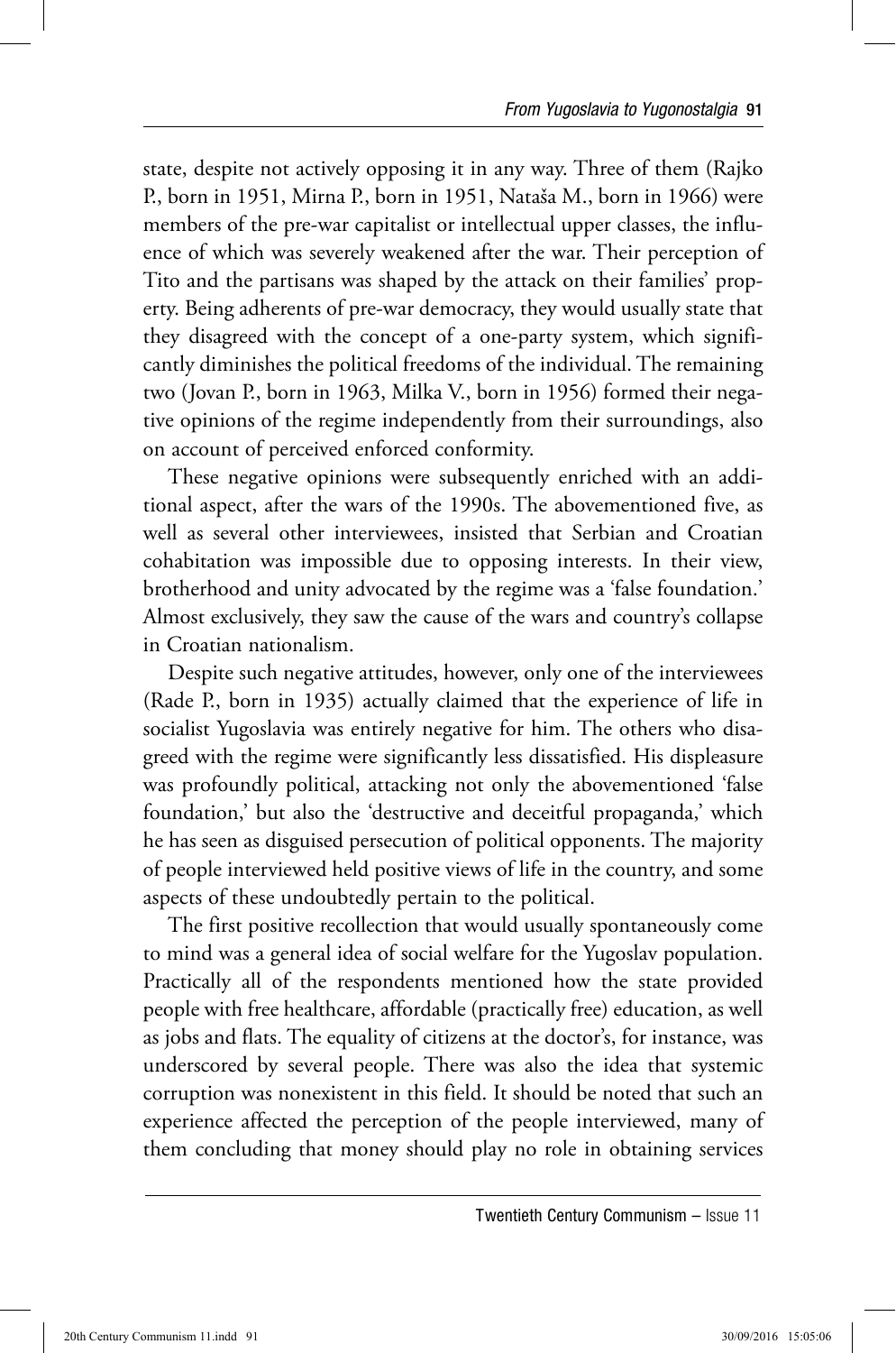state, despite not actively opposing it in any way. Three of them (Rajko P., born in 1951, Mirna P., born in 1951, Nataša M., born in 1966) were members of the pre-war capitalist or intellectual upper classes, the influence of which was severely weakened after the war. Their perception of Tito and the partisans was shaped by the attack on their families' property. Being adherents of pre-war democracy, they would usually state that they disagreed with the concept of a one-party system, which significantly diminishes the political freedoms of the individual. The remaining two (Jovan P., born in 1963, Milka V., born in 1956) formed their negative opinions of the regime independently from their surroundings, also on account of perceived enforced conformity.

These negative opinions were subsequently enriched with an additional aspect, after the wars of the 1990s. The abovementioned five, as well as several other interviewees, insisted that Serbian and Croatian cohabitation was impossible due to opposing interests. In their view, brotherhood and unity advocated by the regime was a 'false foundation.' Almost exclusively, they saw the cause of the wars and country's collapse in Croatian nationalism.

Despite such negative attitudes, however, only one of the interviewees (Rade P., born in 1935) actually claimed that the experience of life in socialist Yugoslavia was entirely negative for him. The others who disagreed with the regime were significantly less dissatisfied. His displeasure was profoundly political, attacking not only the abovementioned 'false foundation,' but also the 'destructive and deceitful propaganda,' which he has seen as disguised persecution of political opponents. The majority of people interviewed held positive views of life in the country, and some aspects of these undoubtedly pertain to the political.

The first positive recollection that would usually spontaneously come to mind was a general idea of social welfare for the Yugoslav population. Practically all of the respondents mentioned how the state provided people with free healthcare, affordable (practically free) education, as well as jobs and flats. The equality of citizens at the doctor's, for instance, was underscored by several people. There was also the idea that systemic corruption was nonexistent in this field. It should be noted that such an experience affected the perception of the people interviewed, many of them concluding that money should play no role in obtaining services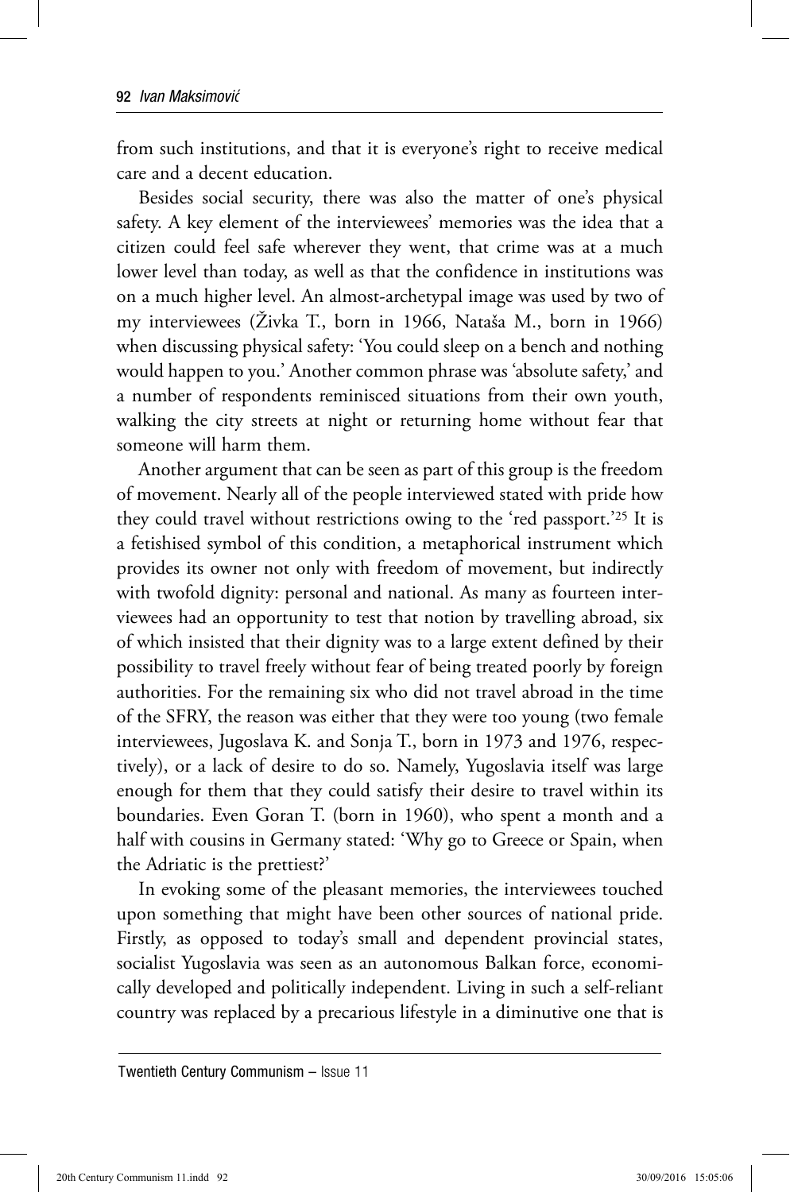from such institutions, and that it is everyone's right to receive medical care and a decent education.

Besides social security, there was also the matter of one's physical safety. A key element of the interviewees' memories was the idea that a citizen could feel safe wherever they went, that crime was at a much lower level than today, as well as that the confidence in institutions was on a much higher level. An almost-archetypal image was used by two of my interviewees (Živka T., born in 1966, Nataša M., born in 1966) when discussing physical safety: 'You could sleep on a bench and nothing would happen to you.' Another common phrase was 'absolute safety,' and a number of respondents reminisced situations from their own youth, walking the city streets at night or returning home without fear that someone will harm them.

Another argument that can be seen as part of this group is the freedom of movement. Nearly all of the people interviewed stated with pride how they could travel without restrictions owing to the 'red passport.'[25] It is a fetishised symbol of this condition, a metaphorical instrument which provides its owner not only with freedom of movement, but indirectly with twofold dignity: personal and national. As many as fourteen interviewees had an opportunity to test that notion by travelling abroad, six of which insisted that their dignity was to a large extent defined by their possibility to travel freely without fear of being treated poorly by foreign authorities. For the remaining six who did not travel abroad in the time of the SFRY, the reason was either that they were too young (two female interviewees, Jugoslava K. and Sonja T., born in 1973 and 1976, respectively), or a lack of desire to do so. Namely, Yugoslavia itself was large enough for them that they could satisfy their desire to travel within its boundaries. Even Goran T. (born in 1960), who spent a month and a half with cousins in Germany stated: 'Why go to Greece or Spain, when the Adriatic is the prettiest?'

In evoking some of the pleasant memories, the interviewees touched upon something that might have been other sources of national pride. Firstly, as opposed to today's small and dependent provincial states, socialist Yugoslavia was seen as an autonomous Balkan force, economically developed and politically independent. Living in such a self-reliant country was replaced by a precarious lifestyle in a diminutive one that is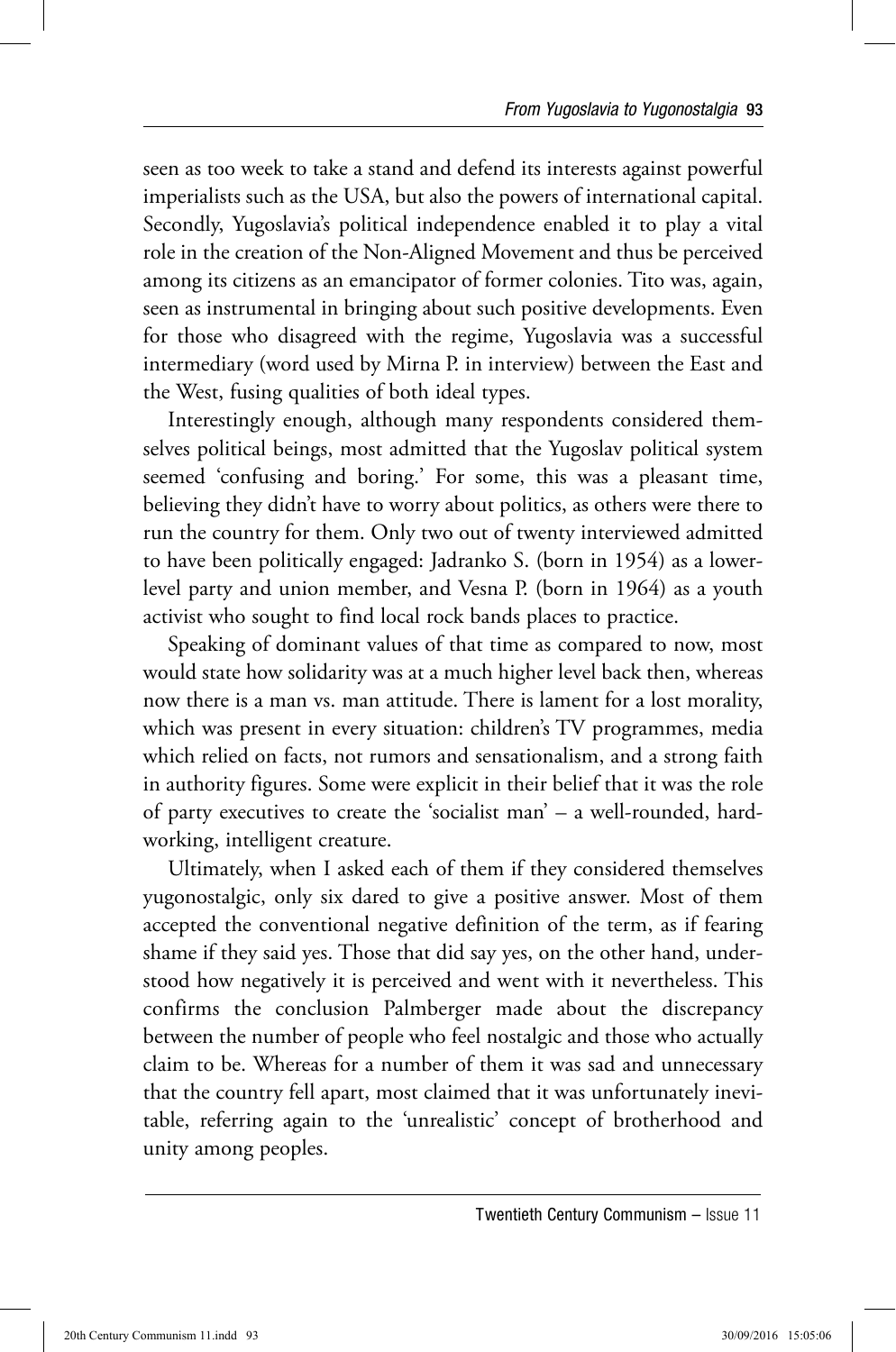seen as too week to take a stand and defend its interests against powerful imperialists such as the USA, but also the powers of international capital. Secondly, Yugoslavia's political independence enabled it to play a vital role in the creation of the Non-Aligned Movement and thus be perceived among its citizens as an emancipator of former colonies. Tito was, again, seen as instrumental in bringing about such positive developments. Even for those who disagreed with the regime, Yugoslavia was a successful intermediary (word used by Mirna P. in interview) between the East and the West, fusing qualities of both ideal types.

Interestingly enough, although many respondents considered themselves political beings, most admitted that the Yugoslav political system seemed 'confusing and boring.' For some, this was a pleasant time, believing they didn't have to worry about politics, as others were there to run the country for them. Only two out of twenty interviewed admitted to have been politically engaged: Jadranko S. (born in 1954) as a lower-level party and union member, and Vesna P. (born in 1964) as a youth activist who sought to find local rock bands places to practice.

Speaking of dominant values of that time as compared to now, most would state how solidarity was at a much higher level back then, whereas now there is a man vs. man attitude. There is lament for a lost morality, which was present in every situation: children's TV programmes, media which relied on facts, not rumors and sensationalism, and a strong faith in authority figures. Some were explicit in their belief that it was the role of party executives to create the 'socialist man' – a well-rounded, hard-working, intelligent creature.

Ultimately, when I asked each of them if they considered themselves yugonostalgic, only six dared to give a positive answer. Most of them accepted the conventional negative definition of the term, as if fearing shame if they said yes. Those that did say yes, on the other hand, understood how negatively it is perceived and went with it nevertheless. This confirms the conclusion Palmberger made about the discrepancy between the number of people who feel nostalgic and those who actually claim to be. Whereas for a number of them it was sad and unnecessary that the country fell apart, most claimed that it was unfortunately inevitable, referring again to the 'unrealistic' concept of brotherhood and unity among peoples.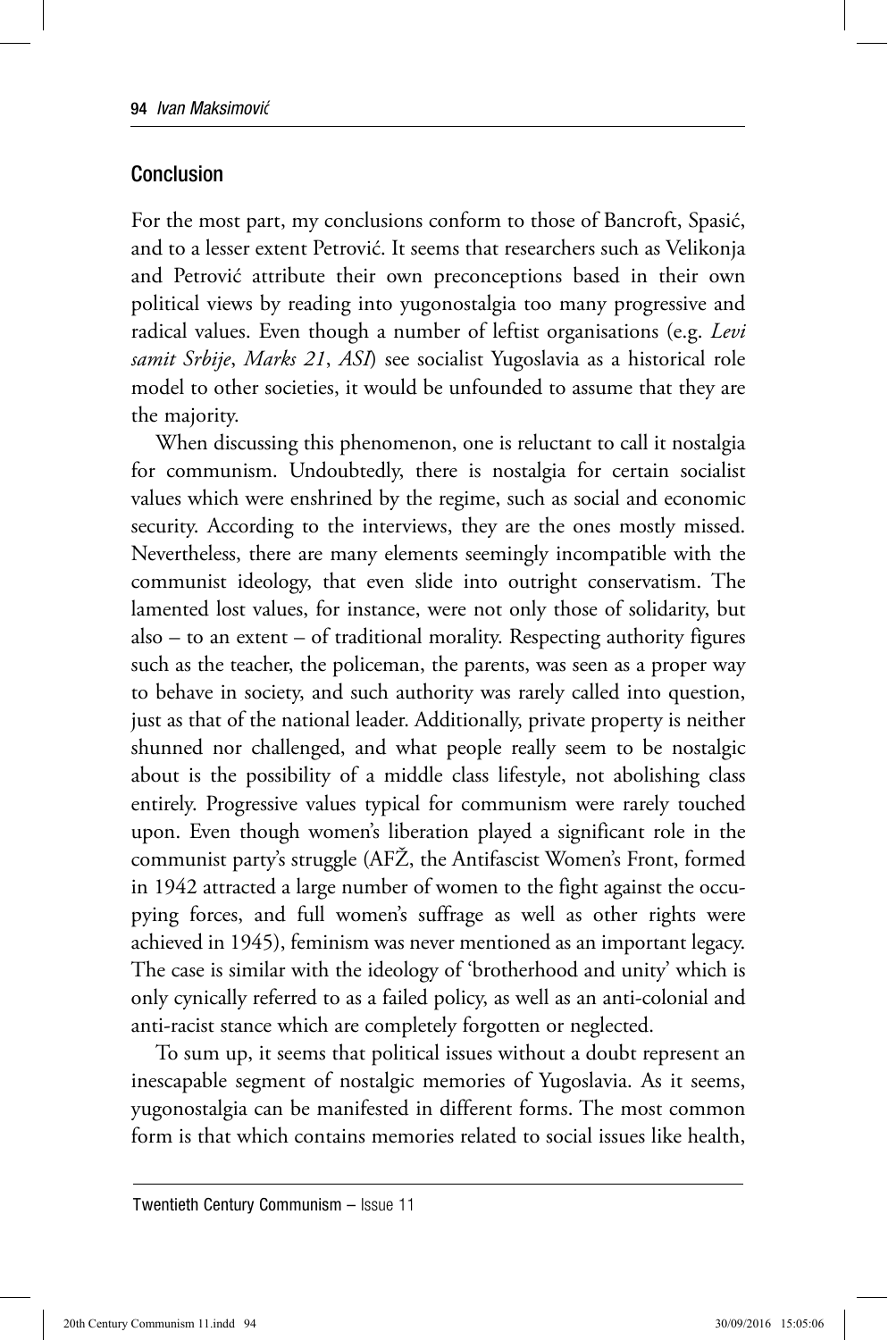## Conclusion

For the most part, my conclusions conform to those of Bancroft, Spasić, and to a lesser extent Petrović. It seems that researchers such as Velikonja and Petrović attribute their own preconceptions based in their own political views by reading into yugonostalgia too many progressive and radical values. Even though a number of leftist organisations (e.g. *Levi samit Srbije*, *Marks 21*, *ASI*) see socialist Yugoslavia as a historical role model to other societies, it would be unfounded to assume that they are the majority.

When discussing this phenomenon, one is reluctant to call it nostalgia for communism. Undoubtedly, there is nostalgia for certain socialist values which were enshrined by the regime, such as social and economic security. According to the interviews, they are the ones mostly missed. Nevertheless, there are many elements seemingly incompatible with the communist ideology, that even slide into outright conservatism. The lamented lost values, for instance, were not only those of solidarity, but also – to an extent – of traditional morality. Respecting authority figures such as the teacher, the policeman, the parents, was seen as a proper way to behave in society, and such authority was rarely called into question, just as that of the national leader. Additionally, private property is neither shunned nor challenged, and what people really seem to be nostalgic about is the possibility of a middle class lifestyle, not abolishing class entirely. Progressive values typical for communism were rarely touched upon. Even though women's liberation played a significant role in the communist party's struggle (AFŽ, the Antifascist Women's Front, formed in 1942 attracted a large number of women to the fight against the occupying forces, and full women's suffrage as well as other rights were achieved in 1945), feminism was never mentioned as an important legacy. The case is similar with the ideology of 'brotherhood and unity' which is only cynically referred to as a failed policy, as well as an anti-colonial and anti-racist stance which are completely forgotten or neglected.

To sum up, it seems that political issues without a doubt represent an inescapable segment of nostalgic memories of Yugoslavia. As it seems, yugonostalgia can be manifested in different forms. The most common form is that which contains memories related to social issues like health,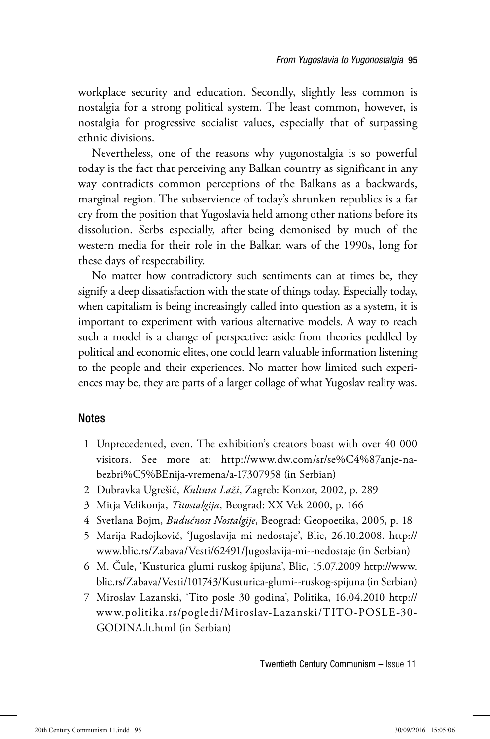workplace security and education. Secondly, slightly less common is nostalgia for a strong political system. The least common, however, is nostalgia for progressive socialist values, especially that of surpassing ethnic divisions.

Nevertheless, one of the reasons why yugonostalgia is so powerful today is the fact that perceiving any Balkan country as significant in any way contradicts common perceptions of the Balkans as a backwards, marginal region. The subservience of today's shrunken republics is a far cry from the position that Yugoslavia held among other nations before its dissolution. Serbs especially, after being demonised by much of the western media for their role in the Balkan wars of the 1990s, long for these days of respectability.

No matter how contradictory such sentiments can at times be, they signify a deep dissatisfaction with the state of things today. Especially today, when capitalism is being increasingly called into question as a system, it is important to experiment with various alternative models. A way to reach such a model is a change of perspective: aside from theories peddled by political and economic elites, one could learn valuable information listening to the people and their experiences. No matter how limited such experiences may be, they are parts of a larger collage of what Yugoslav reality was.

## Notes

1. Unprecedented, even. The exhibition's creators boast with over 40 000 visitors. See more at: http://www.dw.com/sr/se%C4%87anje-na-bezbri%C5%BEnija-vremena/a-17307958 (in Serbian)
2. Dubravka Ugrešić, *Kultura Laži*, Zagreb: Konzor, 2002, p. 289
3. Mitja Velikonja, *Titostalgija*, Beograd: XX Vek 2000, p. 166
4. Svetlana Bojm, *Budućnost Nostalgije*, Beograd: Geopoetika, 2005, p. 18
5. Marija Radojković, 'Jugoslavija mi nedostaje', Blic, 26.10.2008. http://www.blic.rs/Zabava/Vesti/62491/Jugoslavija-mi--nedostaje (in Serbian)
6. M. Čule, 'Kusturica glumi ruskog špijuna', Blic, 15.07.2009 http://www.blic.rs/Zabava/Vesti/101743/Kusturica-glumi--ruskog-spijuna (in Serbian)
7. Miroslav Lazanski, 'Tito posle 30 godina', Politika, 16.04.2010 http://www.politika.rs/pogledi/Miroslav-Lazanski/TITO-POSLE-30-GODINA.lt.html (in Serbian)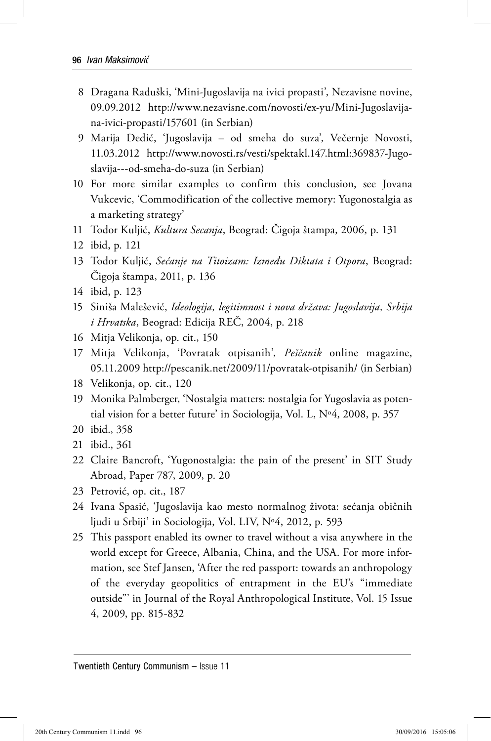8 Dragana Raduški, 'Mini-Jugoslavija na ivici propasti', Nezavisne novine, 09.09.2012 http://www.nezavisne.com/novosti/ex-yu/Mini-Jugoslavija-na-ivici-propasti/157601 (in Serbian)

9 Marija Dedić, 'Jugoslavija – od smeha do suza', Večernje Novosti, 11.03.2012 http://www.novosti.rs/vesti/spektakl.147.html:369837-Jugoslavija---od-smeha-do-suza (in Serbian)

10 For more similar examples to confirm this conclusion, see Jovana Vukcevic, 'Commodification of the collective memory: Yugonostalgia as a marketing strategy'

11 Todor Kuljić, *Kultura Secanja*, Beograd: Čigoja štampa, 2006, p. 131

12 ibid, p. 121

13 Todor Kuljić, *Sećanje na Titoizam: Između Diktata i Otpora*, Beograd: Čigoja štampa, 2011, p. 136

14 ibid, p. 123

15 Siniša Malešević, *Ideologija, legitimnost i nova država: Jugoslavija, Srbija i Hrvatska*, Beograd: Edicija REČ, 2004, p. 218

16 Mitja Velikonja, op. cit., 150

17 Mitja Velikonja, 'Povratak otpisanih', *Peščanik* online magazine, 05.11.2009 http://pescanik.net/2009/11/povratak-otpisanih/ (in Serbian)

18 Velikonja, op. cit., 120

19 Monika Palmberger, 'Nostalgia matters: nostalgia for Yugoslavia as potential vision for a better future' in Sociologija, Vol. L, Nº4, 2008, p. 357

20 ibid., 358

21 ibid., 361

22 Claire Bancroft, 'Yugonostalgia: the pain of the present' in SIT Study Abroad, Paper 787, 2009, p. 20

23 Petrović, op. cit., 187

24 Ivana Spasić, 'Jugoslavija kao mesto normalnog života: sećanja običnih ljudi u Srbiji' in Sociologija, Vol. LIV, Nº4, 2012, p. 593

25 This passport enabled its owner to travel without a visa anywhere in the world except for Greece, Albania, China, and the USA. For more information, see Stef Jansen, 'After the red passport: towards an anthropology of the everyday geopolitics of entrapment in the EU's "immediate outside"' in Journal of the Royal Anthropological Institute, Vol. 15 Issue 4, 2009, pp. 815-832